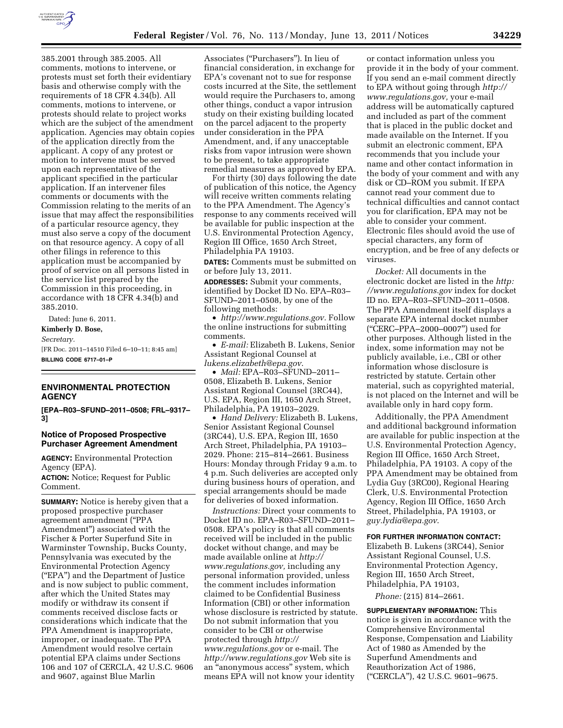385.2001 through 385.2005. All comments, motions to intervene, or protests must set forth their evidentiary basis and otherwise comply with the requirements of 18 CFR 4.34(b). All comments, motions to intervene, or protests should relate to project works which are the subject of the amendment application. Agencies may obtain copies of the application directly from the applicant. A copy of any protest or motion to intervene must be served upon each representative of the applicant specified in the particular application. If an intervener files comments or documents with the Commission relating to the merits of an issue that may affect the responsibilities of a particular resource agency, they must also serve a copy of the document on that resource agency. A copy of all other filings in reference to this application must be accompanied by proof of service on all persons listed in the service list prepared by the Commission in this proceeding, in accordance with 18 CFR 4.34(b) and 385.2010.

Dated: June 6, 2011.

**Kimberly D. Bose,**

*Secretary.*

[FR Doc. 2011–14510 Filed 6–10–11; 8:45 am]

**BILLING CODE 6717–01–P**

## ENVIRONMENTAL PROTECTION AGENCY

**[EPA–R03–SFUND–2011–0508; FRL–9317–3]**

### Notice of Proposed Prospective Purchaser Agreement Amendment

**AGENCY:** Environmental Protection Agency (EPA).

**ACTION:** Notice; Request for Public Comment.

**SUMMARY:** Notice is hereby given that a proposed prospective purchaser agreement amendment ("PPA Amendment") associated with the Fischer & Porter Superfund Site in Warminster Township, Bucks County, Pennsylvania was executed by the Environmental Protection Agency ("EPA") and the Department of Justice and is now subject to public comment, after which the United States may modify or withdraw its consent if comments received disclose facts or considerations which indicate that the PPA Amendment is inappropriate, improper, or inadequate. The PPA Amendment would resolve certain potential EPA claims under Sections 106 and 107 of CERCLA, 42 U.S.C. 9606 and 9607, against Blue Marlin Associates ("Purchasers"). In lieu of financial consideration, in exchange for EPA's covenant not to sue for response costs incurred at the Site, the settlement would require the Purchasers to, among other things, conduct a vapor intrusion study on their existing building located on the parcel adjacent to the property under consideration in the PPA Amendment, and, if any unacceptable risks from vapor intrusion were shown to be present, to take appropriate remedial measures as approved by EPA.

For thirty (30) days following the date of publication of this notice, the Agency will receive written comments relating to the PPA Amendment. The Agency's response to any comments received will be available for public inspection at the U.S. Environmental Protection Agency, Region III Office, 1650 Arch Street, Philadelphia PA 19103.

**DATES:** Comments must be submitted on or before July 13, 2011.

**ADDRESSES:** Submit your comments, identified by Docket ID No. EPA–R03–SFUND–2011–0508, by one of the following methods:

- *http://www.regulations.gov.* Follow the online instructions for submitting comments.
- *E-mail:* Elizabeth B. Lukens, Senior Assistant Regional Counsel at *lukens.elizabeth@epa.gov*.
- *Mail:* EPA–R03–SFUND–2011–0508, Elizabeth B. Lukens, Senior Assistant Regional Counsel (3RC44), U.S. EPA, Region III, 1650 Arch Street, Philadelphia, PA 19103–2029.
- *Hand Delivery:* Elizabeth B. Lukens, Senior Assistant Regional Counsel (3RC44), U.S. EPA, Region III, 1650 Arch Street, Philadelphia, PA 19103–2029. Phone: 215–814–2661. Business Hours: Monday through Friday 9 a.m. to 4 p.m. Such deliveries are accepted only during business hours of operation, and special arrangements should be made for deliveries of boxed information.

*Instructions:* Direct your comments to Docket ID no. EPA–R03–SFUND–2011–0508. EPA's policy is that all comments received will be included in the public docket without change, and may be made available online at *http://www.regulations.gov,* including any personal information provided, unless the comment includes information claimed to be Confidential Business Information (CBI) or other information whose disclosure is restricted by statute. Do not submit information that you consider to be CBI or otherwise protected through *http://www.regulations.gov* or e-mail. The *http://www.regulations.gov* Web site is an "anonymous access" system, which means EPA will not know your identity or contact information unless you provide it in the body of your comment. If you send an e-mail comment directly to EPA without going through *http://www.regulations.gov,* your e-mail address will be automatically captured and included as part of the comment that is placed in the public docket and made available on the Internet. If you submit an electronic comment, EPA recommends that you include your name and other contact information in the body of your comment and with any disk or CD–ROM you submit. If EPA cannot read your comment due to technical difficulties and cannot contact you for clarification, EPA may not be able to consider your comment. Electronic files should avoid the use of special characters, any form of encryption, and be free of any defects or viruses.

*Docket:* All documents in the electronic docket are listed in the *http://www.regulations.gov* index for docket ID no. EPA–R03–SFUND–2011–0508. The PPA Amendment itself displays a separate EPA internal docket number ("CERC–PPA–2000–0007") used for other purposes. Although listed in the index, some information may not be publicly available, i.e., CBI or other information whose disclosure is restricted by statute. Certain other material, such as copyrighted material, is not placed on the Internet and will be available only in hard copy form.

Additionally, the PPA Amendment and additional background information are available for public inspection at the U.S. Environmental Protection Agency, Region III Office, 1650 Arch Street, Philadelphia, PA 19103. A copy of the PPA Amendment may be obtained from Lydia Guy (3RC00), Regional Hearing Clerk, U.S. Environmental Protection Agency, Region III Office, 1650 Arch Street, Philadelphia, PA 19103, or *guy.lydia@epa.gov*.

**FOR FURTHER INFORMATION CONTACT:** Elizabeth B. Lukens (3RC44), Senior Assistant Regional Counsel, U.S. Environmental Protection Agency, Region III, 1650 Arch Street, Philadelphia, PA 19103,

*Phone:* (215) 814–2661.

**SUPPLEMENTARY INFORMATION:** This notice is given in accordance with the Comprehensive Environmental Response, Compensation and Liability Act of 1980 as Amended by the Superfund Amendments and Reauthorization Act of 1986, ("CERCLA"), 42 U.S.C. 9601–9675.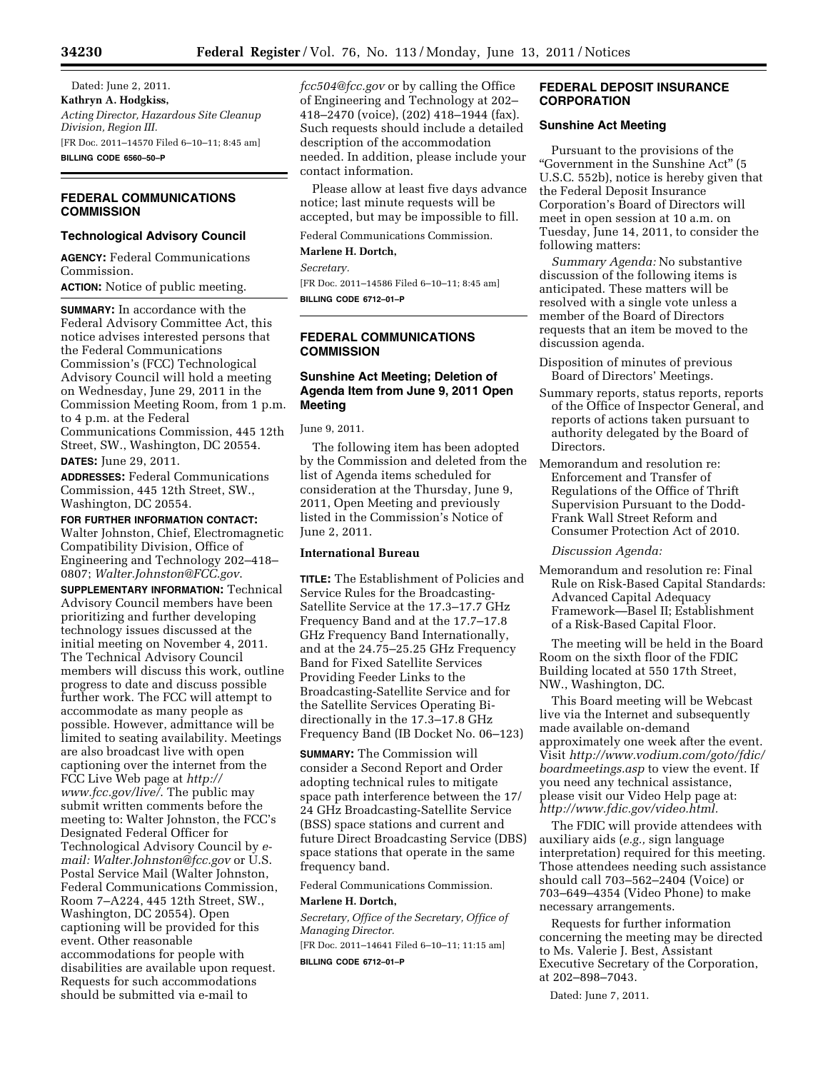Dated: June 2, 2011.

**Kathryn A. Hodgkiss,**

*Acting Director, Hazardous Site Cleanup Division, Region III.*

[FR Doc. 2011–14570 Filed 6–10–11; 8:45 am]

**BILLING CODE 6560–50–P**

## FEDERAL COMMUNICATIONS COMMISSION

### Technological Advisory Council

**AGENCY:** Federal Communications Commission.

**ACTION:** Notice of public meeting.

**SUMMARY:** In accordance with the Federal Advisory Committee Act, this notice advises interested persons that the Federal Communications Commission's (FCC) Technological Advisory Council will hold a meeting on Wednesday, June 29, 2011 in the Commission Meeting Room, from 1 p.m. to 4 p.m. at the Federal Communications Commission, 445 12th Street, SW., Washington, DC 20554.

**DATES:** June 29, 2011.

**ADDRESSES:** Federal Communications Commission, 445 12th Street, SW., Washington, DC 20554.

**FOR FURTHER INFORMATION CONTACT:** Walter Johnston, Chief, Electromagnetic Compatibility Division, Office of Engineering and Technology 202–418–0807; *Walter.Johnston@FCC.gov*.

**SUPPLEMENTARY INFORMATION:** Technical Advisory Council members have been prioritizing and further developing technology issues discussed at the initial meeting on November 4, 2011. The Technical Advisory Council members will discuss this work, outline progress to date and discuss possible further work. The FCC will attempt to accommodate as many people as possible. However, admittance will be limited to seating availability. Meetings are also broadcast live with open captioning over the internet from the FCC Live Web page at *http://www.fcc.gov/live/*. The public may submit written comments before the meeting to: Walter Johnston, the FCC's Designated Federal Officer for Technological Advisory Council by *e-mail: Walter.Johnston@fcc.gov* or U.S. Postal Service Mail (Walter Johnston, Federal Communications Commission, Room 7–A224, 445 12th Street, SW., Washington, DC 20554). Open captioning will be provided for this event. Other reasonable accommodations for people with disabilities are available upon request. Requests for such accommodations should be submitted via e-mail to *fcc504@fcc.gov* or by calling the Office of Engineering and Technology at 202–418–2470 (voice), (202) 418–1944 (fax). Such requests should include a detailed description of the accommodation needed. In addition, please include your contact information.

Please allow at least five days advance notice; last minute requests will be accepted, but may be impossible to fill.

Federal Communications Commission.

**Marlene H. Dortch,**

*Secretary.*

[FR Doc. 2011–14586 Filed 6–10–11; 8:45 am]

**BILLING CODE 6712–01–P**

## FEDERAL COMMUNICATIONS COMMISSION

### Sunshine Act Meeting; Deletion of Agenda Item from June 9, 2011 Open Meeting

June 9, 2011.

The following item has been adopted by the Commission and deleted from the list of Agenda items scheduled for consideration at the Thursday, June 9, 2011, Open Meeting and previously listed in the Commission's Notice of June 2, 2011.

### International Bureau

**TITLE:** The Establishment of Policies and Service Rules for the Broadcasting-Satellite Service at the 17.3–17.7 GHz Frequency Band and at the 17.7–17.8 GHz Frequency Band Internationally, and at the 24.75–25.25 GHz Frequency Band for Fixed Satellite Services Providing Feeder Links to the Broadcasting-Satellite Service and for the Satellite Services Operating Bi-directionally in the 17.3–17.8 GHz Frequency Band (IB Docket No. 06–123)

**SUMMARY:** The Commission will consider a Second Report and Order adopting technical rules to mitigate space path interference between the 17/24 GHz Broadcasting-Satellite Service (BSS) space stations and current and future Direct Broadcasting Service (DBS) space stations that operate in the same frequency band.

Federal Communications Commission.

**Marlene H. Dortch,**

*Secretary, Office of the Secretary, Office of Managing Director.*

[FR Doc. 2011–14641 Filed 6–10–11; 11:15 am]

**BILLING CODE 6712–01–P**

## FEDERAL DEPOSIT INSURANCE CORPORATION

### Sunshine Act Meeting

Pursuant to the provisions of the "Government in the Sunshine Act" (5 U.S.C. 552b), notice is hereby given that the Federal Deposit Insurance Corporation's Board of Directors will meet in open session at 10 a.m. on Tuesday, June 14, 2011, to consider the following matters:

*Summary Agenda:* No substantive discussion of the following items is anticipated. These matters will be resolved with a single vote unless a member of the Board of Directors requests that an item be moved to the discussion agenda.

Disposition of minutes of previous Board of Directors' Meetings.

Summary reports, status reports, reports of the Office of Inspector General, and reports of actions taken pursuant to authority delegated by the Board of Directors.

Memorandum and resolution re: Enforcement and Transfer of Regulations of the Office of Thrift Supervision Pursuant to the Dodd-Frank Wall Street Reform and Consumer Protection Act of 2010.

*Discussion Agenda:*

Memorandum and resolution re: Final Rule on Risk-Based Capital Standards: Advanced Capital Adequacy Framework—Basel II; Establishment of a Risk-Based Capital Floor.

The meeting will be held in the Board Room on the sixth floor of the FDIC Building located at 550 17th Street, NW., Washington, DC.

This Board meeting will be Webcast live via the Internet and subsequently made available on-demand approximately one week after the event. Visit *http://www.vodium.com/goto/fdic/boardmeetings.asp* to view the event. If you need any technical assistance, please visit our Video Help page at: *http://www.fdic.gov/video.html.*

The FDIC will provide attendees with auxiliary aids (*e.g.,* sign language interpretation) required for this meeting. Those attendees needing such assistance should call 703–562–2404 (Voice) or 703–649–4354 (Video Phone) to make necessary arrangements.

Requests for further information concerning the meeting may be directed to Ms. Valerie J. Best, Assistant Executive Secretary of the Corporation, at 202–898–7043.

Dated: June 7, 2011.